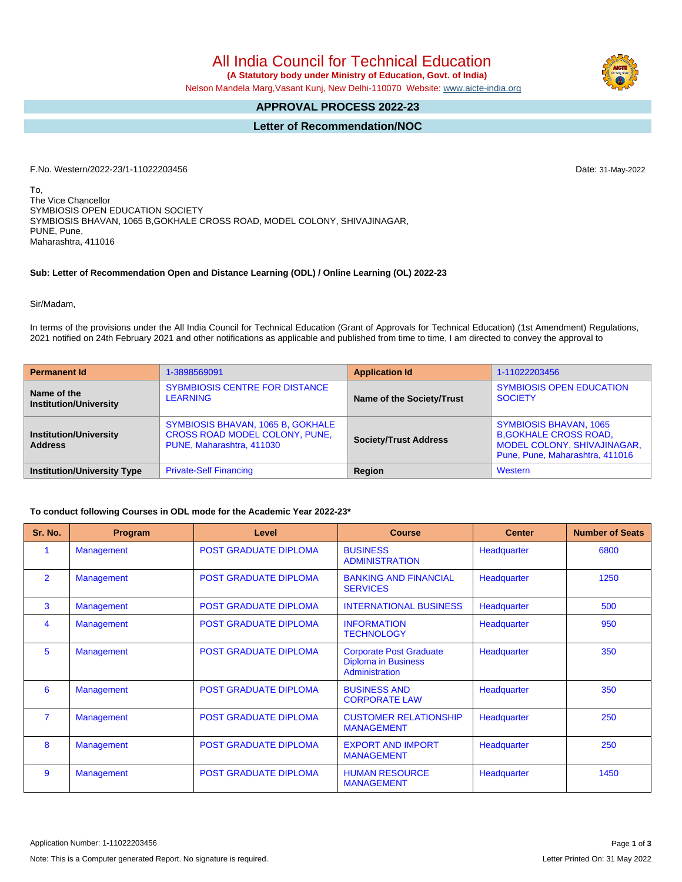# All India Council for Technical Education

**(A Statutory body under Ministry of Education, Govt. of India)**

Nelson Mandela Marg,Vasant Kunj, New Delhi-110070 Website: www.aicte-india.org

## APPROVAL PROCESS 2022-23

## Letter of Recommendation/NOC

F.No. Western/2022-23/1-11022203456

Date: 31-May-2022

To,
The Vice Chancellor
SYMBIOSIS OPEN EDUCATION SOCIETY
SYMBIOSIS BHAVAN, 1065 B,GOKHALE CROSS ROAD, MODEL COLONY, SHIVAJINAGAR,
PUNE, Pune,
Maharashtra, 411016

**Sub: Letter of Recommendation Open and Distance Learning (ODL) / Online Learning (OL) 2022-23**

Sir/Madam,

In terms of the provisions under the All India Council for Technical Education (Grant of Approvals for Technical Education) (1st Amendment) Regulations, 2021 notified on 24th February 2021 and other notifications as applicable and published from time to time, I am directed to convey the approval to

| Permanent Id | 1-3898569091 | Application Id | 1-11022203456 |
|---|---|---|---|
| Name of the Institution/University | SYBMBIOSIS CENTRE FOR DISTANCE LEARNING | Name of the Society/Trust | SYMBIOSIS OPEN EDUCATION SOCIETY |
| Institution/University Address | SYMBIOSIS BHAVAN, 1065 B, GOKHALE CROSS ROAD MODEL COLONY, PUNE, PUNE, Maharashtra, 411030 | Society/Trust Address | SYMBIOSIS BHAVAN, 1065 B,GOKHALE CROSS ROAD, MODEL COLONY, SHIVAJINAGAR, Pune, Pune, Maharashtra, 411016 |
| Institution/University Type | Private-Self Financing | Region | Western |

**To conduct following Courses in ODL mode for the Academic Year 2022-23***

| Sr. No. | Program | Level | Course | Center | Number of Seats |
|---|---|---|---|---|---|
| 1 | Management | POST GRADUATE DIPLOMA | BUSINESS ADMINISTRATION | Headquarter | 6800 |
| 2 | Management | POST GRADUATE DIPLOMA | BANKING AND FINANCIAL SERVICES | Headquarter | 1250 |
| 3 | Management | POST GRADUATE DIPLOMA | INTERNATIONAL BUSINESS | Headquarter | 500 |
| 4 | Management | POST GRADUATE DIPLOMA | INFORMATION TECHNOLOGY | Headquarter | 950 |
| 5 | Management | POST GRADUATE DIPLOMA | Corporate Post Graduate Diploma in Business Administration | Headquarter | 350 |
| 6 | Management | POST GRADUATE DIPLOMA | BUSINESS AND CORPORATE LAW | Headquarter | 350 |
| 7 | Management | POST GRADUATE DIPLOMA | CUSTOMER RELATIONSHIP MANAGEMENT | Headquarter | 250 |
| 8 | Management | POST GRADUATE DIPLOMA | EXPORT AND IMPORT MANAGEMENT | Headquarter | 250 |
| 9 | Management | POST GRADUATE DIPLOMA | HUMAN RESOURCE MANAGEMENT | Headquarter | 1450 |

Application Number: 1-11022203456

Note: This is a Computer generated Report. No signature is required.

Letter Printed On: 31 May 2022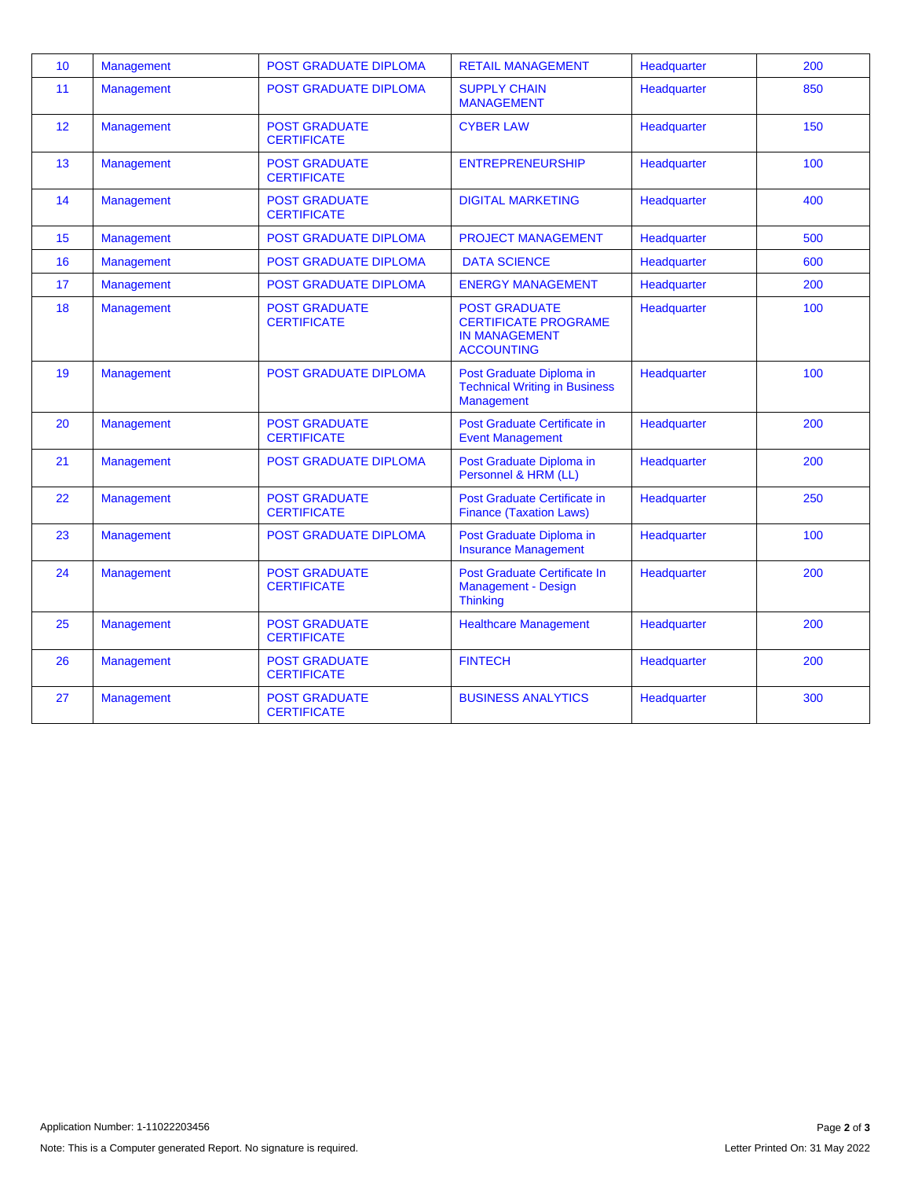| 10 | Management | POST GRADUATE DIPLOMA | RETAIL MANAGEMENT | Headquarter | 200 |
|---|---|---|---|---|---|
| 11 | Management | POST GRADUATE DIPLOMA | SUPPLY CHAIN MANAGEMENT | Headquarter | 850 |
| 12 | Management | POST GRADUATE CERTIFICATE | CYBER LAW | Headquarter | 150 |
| 13 | Management | POST GRADUATE CERTIFICATE | ENTREPRENEURSHIP | Headquarter | 100 |
| 14 | Management | POST GRADUATE CERTIFICATE | DIGITAL MARKETING | Headquarter | 400 |
| 15 | Management | POST GRADUATE DIPLOMA | PROJECT MANAGEMENT | Headquarter | 500 |
| 16 | Management | POST GRADUATE DIPLOMA | DATA SCIENCE | Headquarter | 600 |
| 17 | Management | POST GRADUATE DIPLOMA | ENERGY MANAGEMENT | Headquarter | 200 |
| 18 | Management | POST GRADUATE CERTIFICATE | POST GRADUATE CERTIFICATE PROGRAME IN MANAGEMENT ACCOUNTING | Headquarter | 100 |
| 19 | Management | POST GRADUATE DIPLOMA | Post Graduate Diploma in Technical Writing in Business Management | Headquarter | 100 |
| 20 | Management | POST GRADUATE CERTIFICATE | Post Graduate Certificate in Event Management | Headquarter | 200 |
| 21 | Management | POST GRADUATE DIPLOMA | Post Graduate Diploma in Personnel & HRM (LL) | Headquarter | 200 |
| 22 | Management | POST GRADUATE CERTIFICATE | Post Graduate Certificate in Finance (Taxation Laws) | Headquarter | 250 |
| 23 | Management | POST GRADUATE DIPLOMA | Post Graduate Diploma in Insurance Management | Headquarter | 100 |
| 24 | Management | POST GRADUATE CERTIFICATE | Post Graduate Certificate In Management - Design Thinking | Headquarter | 200 |
| 25 | Management | POST GRADUATE CERTIFICATE | Healthcare Management | Headquarter | 200 |
| 26 | Management | POST GRADUATE CERTIFICATE | FINTECH | Headquarter | 200 |
| 27 | Management | POST GRADUATE CERTIFICATE | BUSINESS ANALYTICS | Headquarter | 300 |

Application Number: 1-11022203456

Note: This is a Computer generated Report. No signature is required.

Letter Printed On: 31 May 2022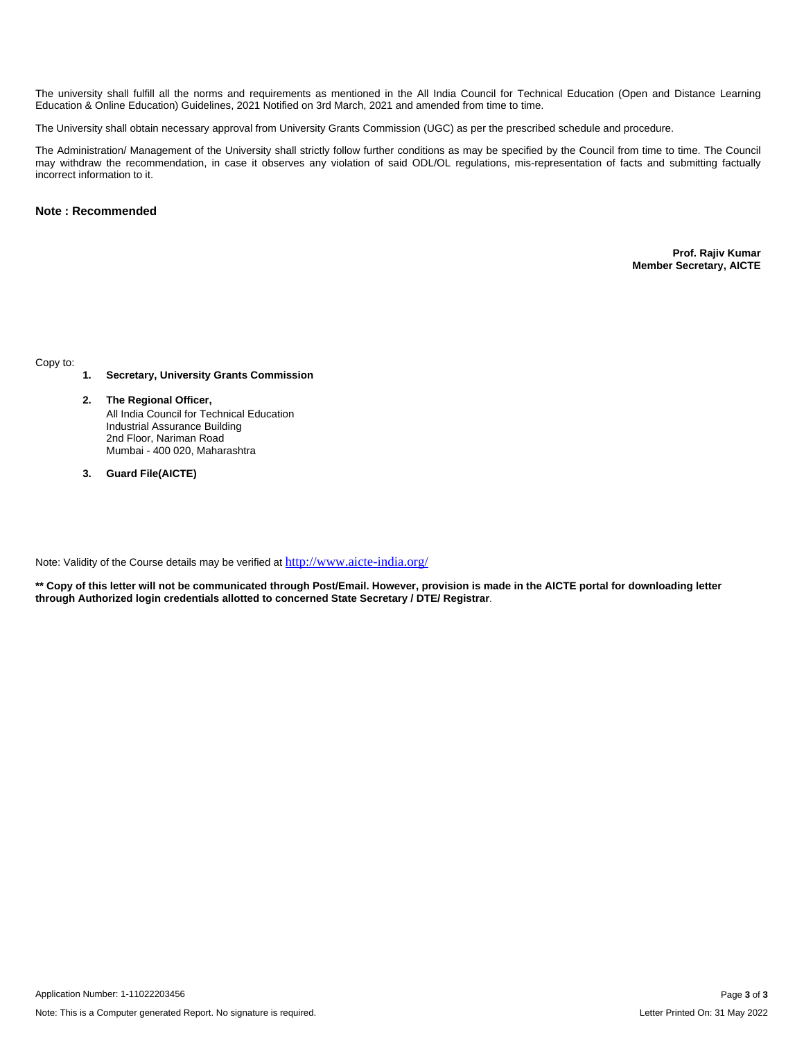The university shall fulfill all the norms and requirements as mentioned in the All India Council for Technical Education (Open and Distance Learning Education & Online Education) Guidelines, 2021 Notified on 3rd March, 2021 and amended from time to time.

The University shall obtain necessary approval from University Grants Commission (UGC) as per the prescribed schedule and procedure.

The Administration/ Management of the University shall strictly follow further conditions as may be specified by the Council from time to time. The Council may withdraw the recommendation, in case it observes any violation of said ODL/OL regulations, mis-representation of facts and submitting factually incorrect information to it.

**Note : Recommended**

**Prof. Rajiv Kumar**
**Member Secretary, AICTE**

Copy to:

1. **Secretary, University Grants Commission**
2. **The Regional Officer,**
   All India Council for Technical Education
   Industrial Assurance Building
   2nd Floor, Nariman Road
   Mumbai - 400 020, Maharashtra
3. **Guard File(AICTE)**

Note: Validity of the Course details may be verified at http://www.aicte-india.org/

**\*\* Copy of this letter will not be communicated through Post/Email. However, provision is made in the AICTE portal for downloading letter through Authorized login credentials allotted to concerned State Secretary / DTE/ Registrar**.

Application Number: 1-11022203456

Note: This is a Computer generated Report. No signature is required.

Letter Printed On: 31 May 2022